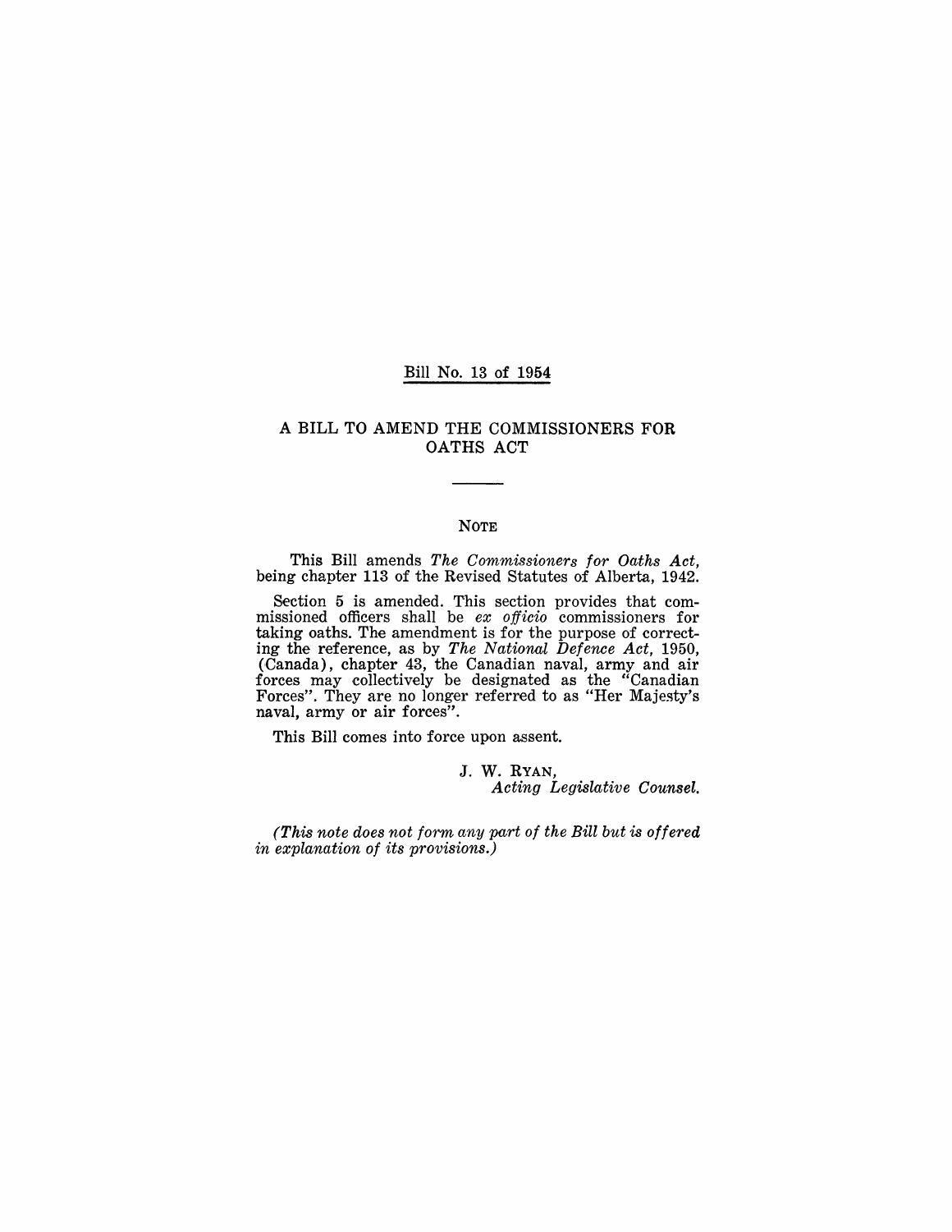Bill No. 13 of 1954

# A BILL TO AMEND THE COMMISSIONERS FOR OATHS ACT

---

## NOTE

This Bill amends *The Commissioners for Oaths Act*, being chapter 113 of the Revised Statutes of Alberta, 1942.

Section 5 is amended. This section provides that commissioned officers shall be *ex officio* commissioners for taking oaths. The amendment is for the purpose of correcting the reference, as by *The National Defence Act*, 1950, (Canada), chapter 43, the Canadian naval, army and air forces may collectively be designated as the "Canadian Forces". They are no longer referred to as "Her Majesty's naval, army or air forces".

This Bill comes into force upon assent.

J. W. RYAN,
*Acting Legislative Counsel.*

*(This note does not form any part of the Bill but is offered in explanation of its provisions.)*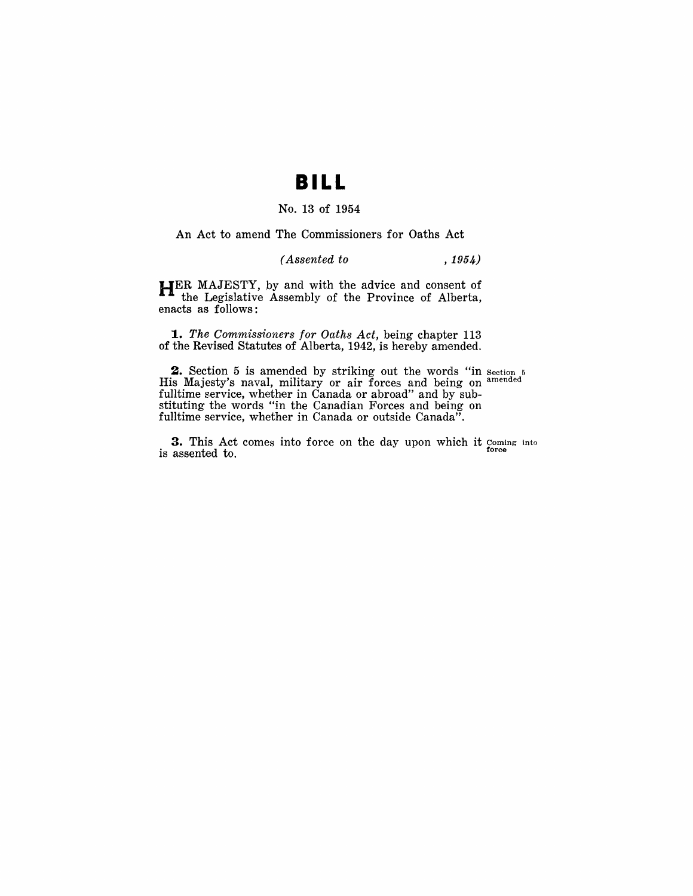# BILL

No. 13 of 1954

An Act to amend The Commissioners for Oaths Act

*(Assented to , 1954)*

HER MAJESTY, by and with the advice and consent of the Legislative Assembly of the Province of Alberta, enacts as follows:

**1.** *The Commissioners for Oaths Act*, being chapter 113 of the Revised Statutes of Alberta, 1942, is hereby amended.

**2.** Section 5 is amended by striking out the words "in His Majesty's naval, military or air forces and being on fulltime service, whether in Canada or abroad" and by substituting the words "in the Canadian Forces and being on fulltime service, whether in Canada or outside Canada".

Section 5 amended

**3.** This Act comes into force on the day upon which it is assented to.

Coming into force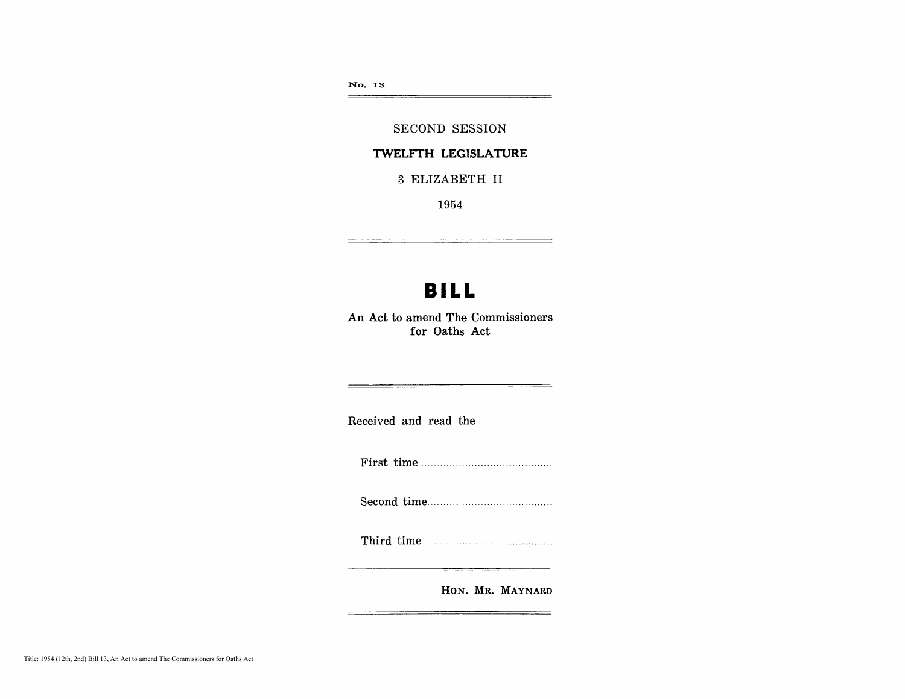No. 13

SECOND SESSION

**TWELFTH LEGISLATURE**

3 ELIZABETH II

1954

# BILL

An Act to amend The Commissioners for Oaths Act

Received and read the

First time ..........................................

Second time..........................................

Third time..........................................

HON. MR. MAYNARD

Title: 1954 (12th, 2nd) Bill 13, An Act to amend The Commissioners for Oaths Act